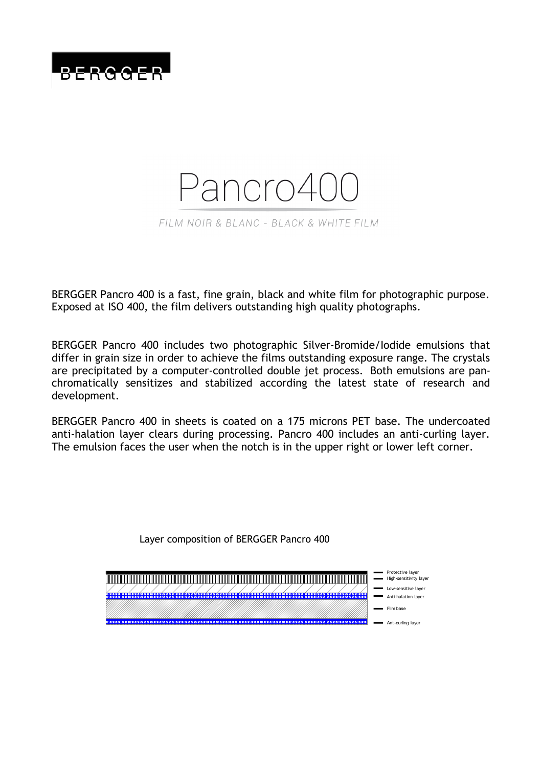BERGGER

# Pancro400

*FILM NOIR & BLANC - BLACK & WHITE FILM*

BERGGER Pancro 400 is a fast, fine grain, black and white film for photographic purpose. Exposed at ISO 400, the film delivers outstanding high quality photographs.

BERGGER Pancro 400 includes two photographic Silver-Bromide/Iodide emulsions that differ in grain size in order to achieve the films outstanding exposure range. The crystals are precipitated by a computer-controlled double jet process. Both emulsions are pan-chromatically sensitizes and stabilized according the latest state of research and development.

BERGGER Pancro 400 in sheets is coated on a 175 microns PET base. The undercoated anti-halation layer clears during processing. Pancro 400 includes an anti-curling layer. The emulsion faces the user when the notch is in the upper right or lower left corner.

Layer composition of BERGGER Pancro 400

- Protective layer
- High-sensitivity layer
- Low-sensitive layer
- Anti-halation layer
- Film base
- Anti-curling layer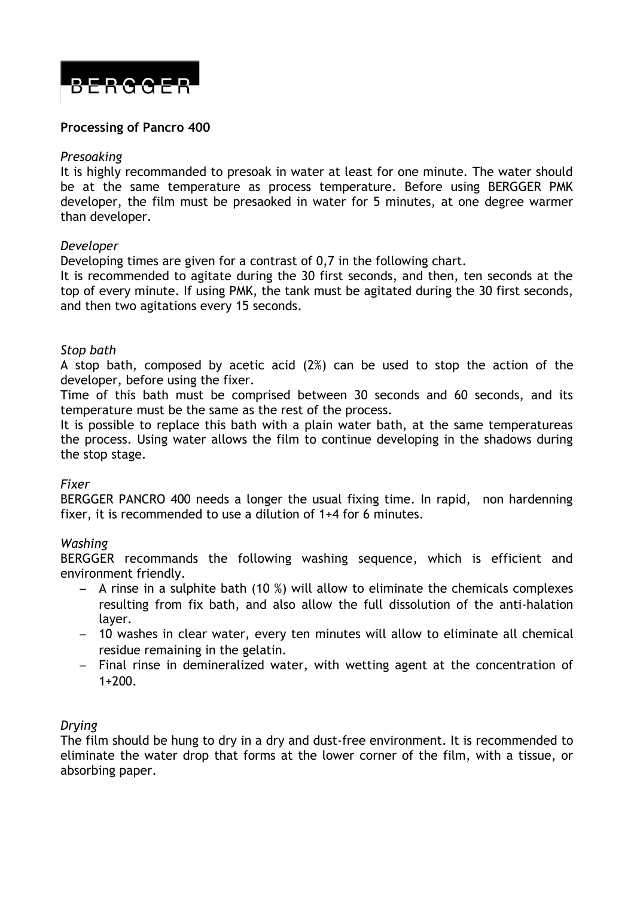BERGGER

**Processing of Pancro 400**

*Presoaking*

It is highly recommanded to presoak in water at least for one minute. The water should be at the same temperature as process temperature. Before using BERGGER PMK developer, the film must be presaoked in water for 5 minutes, at one degree warmer than developer.

*Developer*

Developing times are given for a contrast of 0,7 in the following chart.

It is recommended to agitate during the 30 first seconds, and then, ten seconds at the top of every minute. If using PMK, the tank must be agitated during the 30 first seconds, and then two agitations every 15 seconds.

*Stop bath*

A stop bath, composed by acetic acid (2%) can be used to stop the action of the developer, before using the fixer.

Time of this bath must be comprised between 30 seconds and 60 seconds, and its temperature must be the same as the rest of the process.

It is possible to replace this bath with a plain water bath, at the same temperatureas the process. Using water allows the film to continue developing in the shadows during the stop stage.

*Fixer*

BERGGER PANCRO 400 needs a longer the usual fixing time. In rapid, non hardenning fixer, it is recommended to use a dilution of 1+4 for 6 minutes.

*Washing*

BERGGER recommands the following washing sequence, which is efficient and environment friendly.

- A rinse in a sulphite bath (10 %) will allow to eliminate the chemicals complexes resulting from fix bath, and also allow the full dissolution of the anti-halation layer.
- 10 washes in clear water, every ten minutes will allow to eliminate all chemical residue remaining in the gelatin.
- Final rinse in demineralized water, with wetting agent at the concentration of 1+200.

*Drying*

The film should be hung to dry in a dry and dust-free environment. It is recommended to eliminate the water drop that forms at the lower corner of the film, with a tissue, or absorbing paper.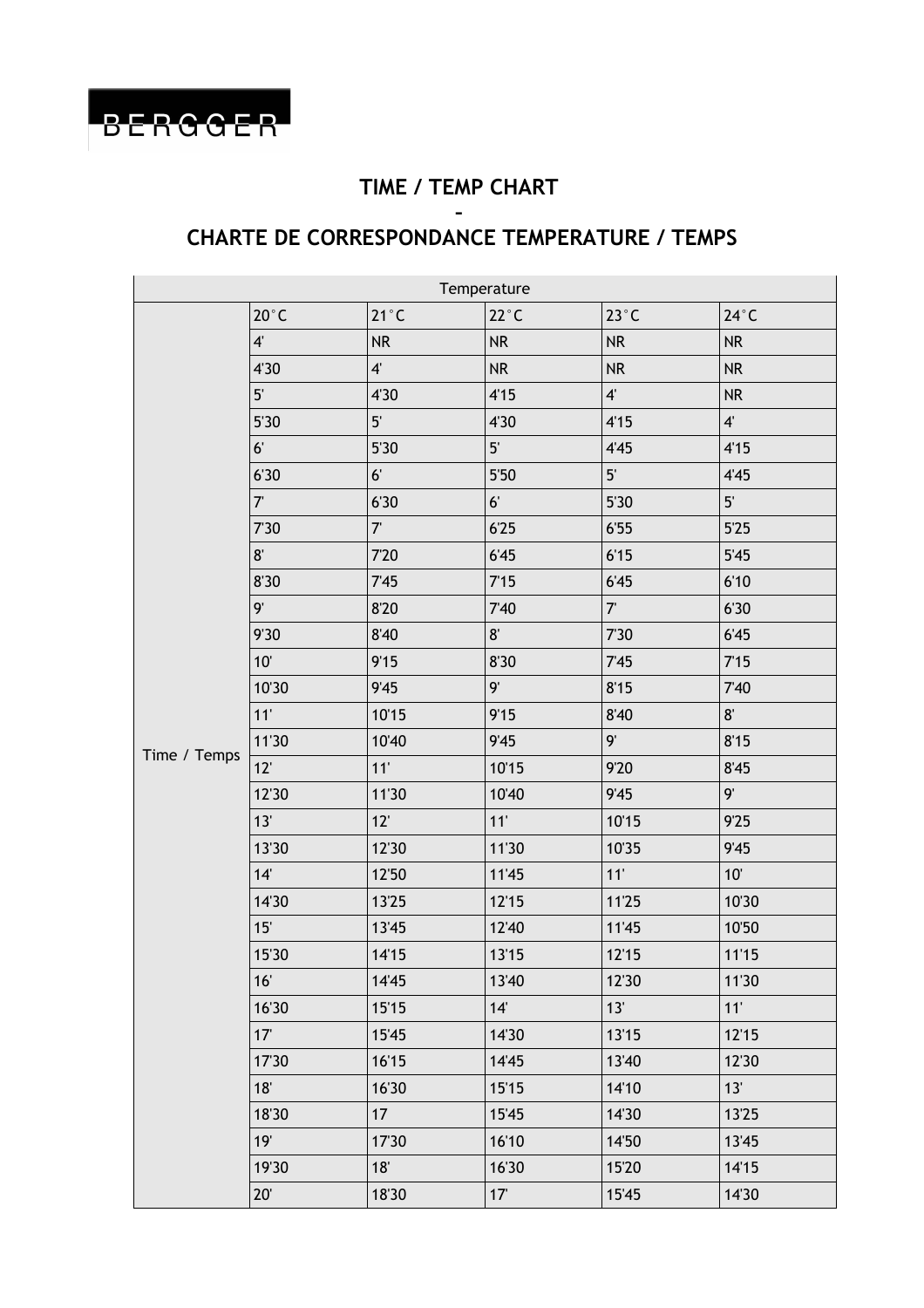BERGGER

## TIME / TEMP CHART

-

## CHARTE DE CORRESPONDANCE TEMPERATURE / TEMPS

| | Temperature | | | | |
|---|---|---|---|---|---|
| | 20°C | 21°C | 22°C | 23°C | 24°C |
| Time / Temps | 4' | NR | NR | NR | NR |
| | 4'30 | 4' | NR | NR | NR |
| | 5' | 4'30 | 4'15 | 4' | NR |
| | 5'30 | 5' | 4'30 | 4'15 | 4' |
| | 6' | 5'30 | 5' | 4'45 | 4'15 |
| | 6'30 | 6' | 5'50 | 5' | 4'45 |
| | 7' | 6'30 | 6' | 5'30 | 5' |
| | 7'30 | 7' | 6'25 | 6'55 | 5'25 |
| | 8' | 7'20 | 6'45 | 6'15 | 5'45 |
| | 8'30 | 7'45 | 7'15 | 6'45 | 6'10 |
| | 9' | 8'20 | 7'40 | 7' | 6'30 |
| | 9'30 | 8'40 | 8' | 7'30 | 6'45 |
| | 10' | 9'15 | 8'30 | 7'45 | 7'15 |
| | 10'30 | 9'45 | 9' | 8'15 | 7'40 |
| | 11' | 10'15 | 9'15 | 8'40 | 8' |
| | 11'30 | 10'40 | 9'45 | 9' | 8'15 |
| | 12' | 11' | 10'15 | 9'20 | 8'45 |
| | 12'30 | 11'30 | 10'40 | 9'45 | 9' |
| | 13' | 12' | 11' | 10'15 | 9'25 |
| | 13'30 | 12'30 | 11'30 | 10'35 | 9'45 |
| | 14' | 12'50 | 11'45 | 11' | 10' |
| | 14'30 | 13'25 | 12'15 | 11'25 | 10'30 |
| | 15' | 13'45 | 12'40 | 11'45 | 10'50 |
| | 15'30 | 14'15 | 13'15 | 12'15 | 11'15 |
| | 16' | 14'45 | 13'40 | 12'30 | 11'30 |
| | 16'30 | 15'15 | 14' | 13' | 11' |
| | 17' | 15'45 | 14'30 | 13'15 | 12'15 |
| | 17'30 | 16'15 | 14'45 | 13'40 | 12'30 |
| | 18' | 16'30 | 15'15 | 14'10 | 13' |
| | 18'30 | 17 | 15'45 | 14'30 | 13'25 |
| | 19' | 17'30 | 16'10 | 14'50 | 13'45 |
| | 19'30 | 18' | 16'30 | 15'20 | 14'15 |
| | 20' | 18'30 | 17' | 15'45 | 14'30 |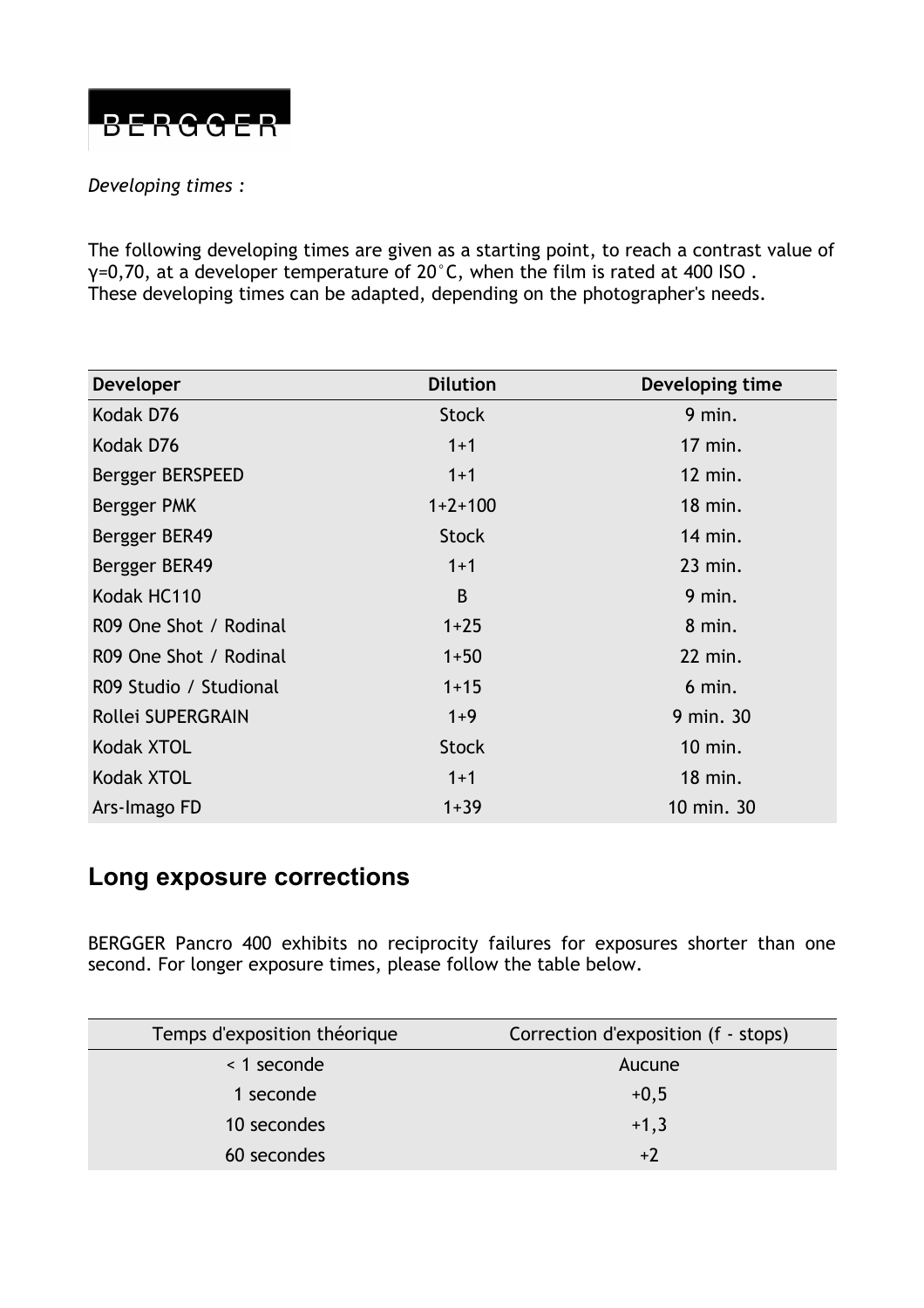BERGGER

*Developing times :*

The following developing times are given as a starting point, to reach a contrast value of γ=0,70, at a developer temperature of 20°C, when the film is rated at 400 ISO .
These developing times can be adapted, depending on the photographer's needs.

| Developer | Dilution | Developing time |
|---|---|---|
| Kodak D76 | Stock | 9 min. |
| Kodak D76 | 1+1 | 17 min. |
| Bergger BERSPEED | 1+1 | 12 min. |
| Bergger PMK | 1+2+100 | 18 min. |
| Bergger BER49 | Stock | 14 min. |
| Bergger BER49 | 1+1 | 23 min. |
| Kodak HC110 | B | 9 min. |
| R09 One Shot / Rodinal | 1+25 | 8 min. |
| R09 One Shot / Rodinal | 1+50 | 22 min. |
| R09 Studio / Studional | 1+15 | 6 min. |
| Rollei SUPERGRAIN | 1+9 | 9 min. 30 |
| Kodak XTOL | Stock | 10 min. |
| Kodak XTOL | 1+1 | 18 min. |
| Ars-Imago FD | 1+39 | 10 min. 30 |

## Long exposure corrections

BERGGER Pancro 400 exhibits no reciprocity failures for exposures shorter than one second. For longer exposure times, please follow the table below.

| Temps d'exposition théorique | Correction d'exposition (f - stops) |
|---|---|
| < 1 seconde | Aucune |
| 1 seconde | +0,5 |
| 10 secondes | +1,3 |
| 60 secondes | +2 |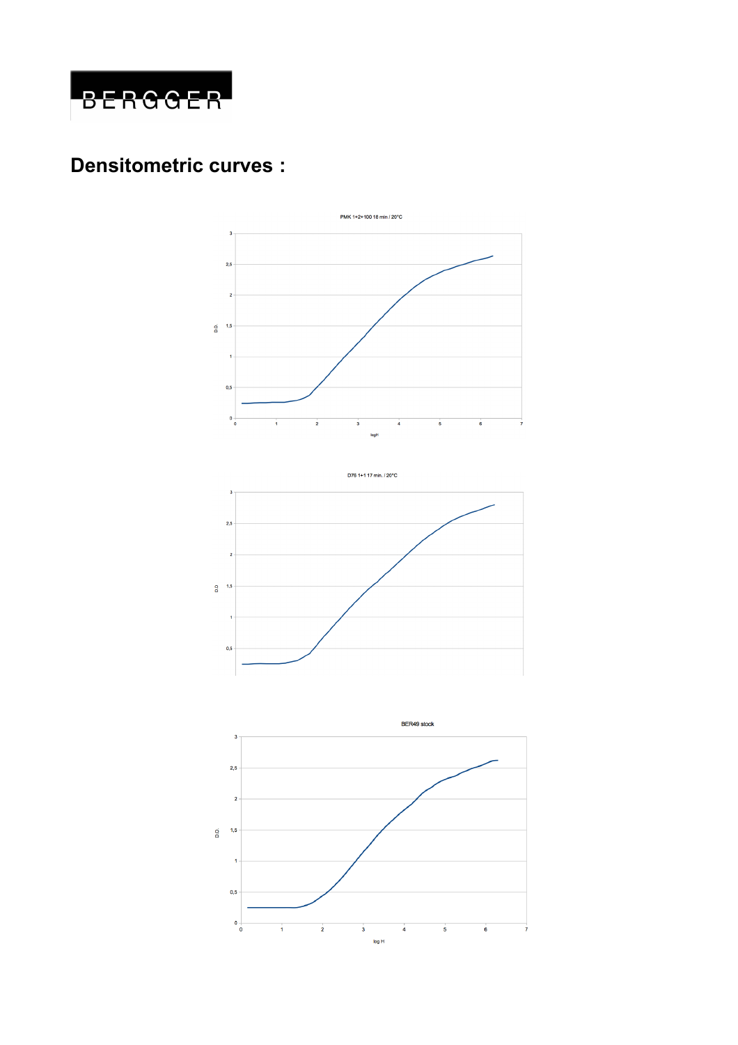BERGGER

## Densitometric curves :

PMK 1+2+100 18 min / 20°C

3
2,5
2
1,5
1
0,5
0

D.O.

0 1 2 3 4 5 6 7

logH

D76 1+1 17 min. / 20°C

3
2,5
2
1,5
1
0,5

D.O

BER49 stock

3
2,5
2
1,5
1
0,5
0

D.O.

0 1 2 3 4 5 6 7

log H